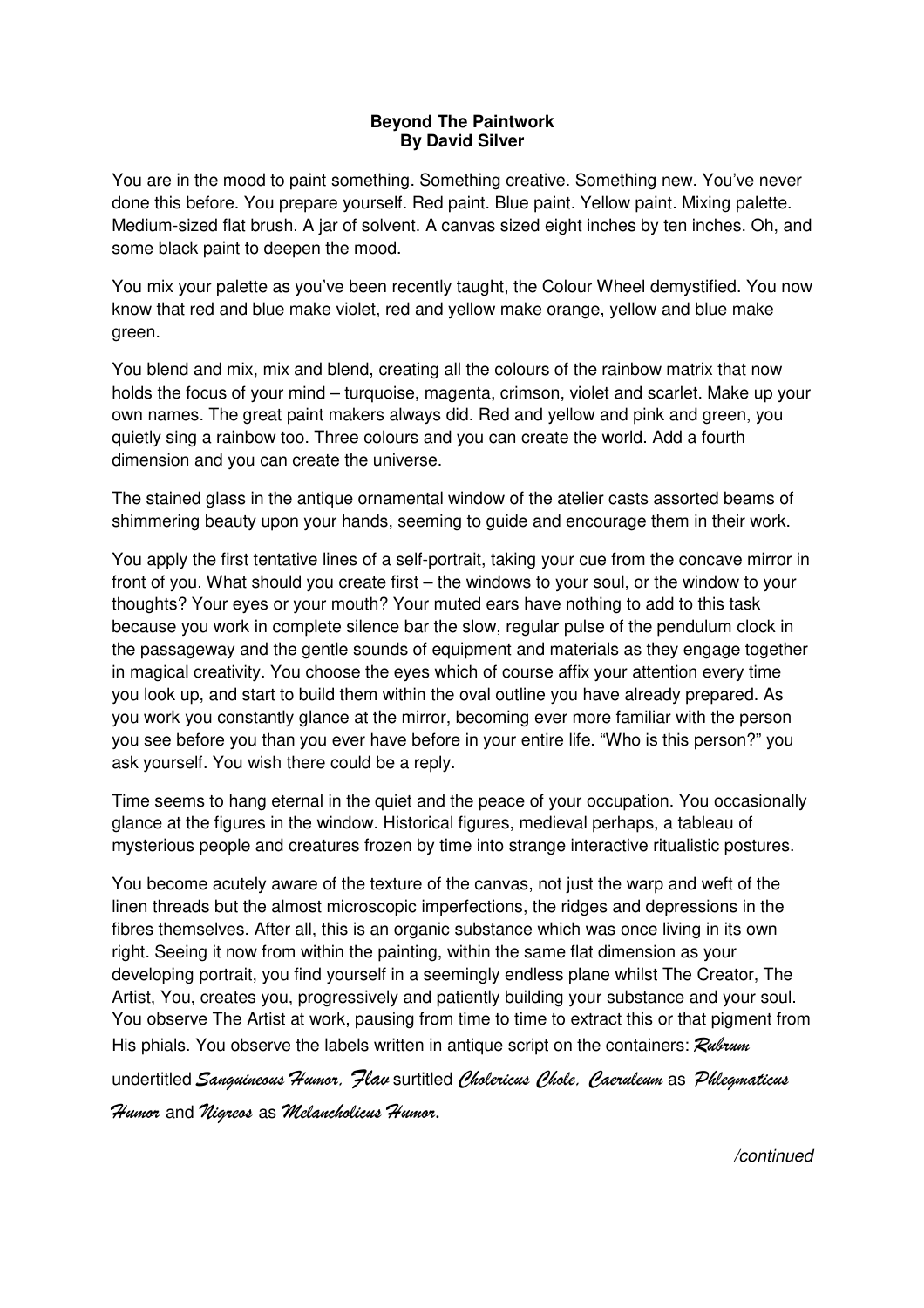**Beyond The Paintwork**
**By David Silver**

You are in the mood to paint something. Something creative. Something new. You've never done this before. You prepare yourself. Red paint. Blue paint. Yellow paint. Mixing palette. Medium-sized flat brush. A jar of solvent. A canvas sized eight inches by ten inches. Oh, and some black paint to deepen the mood.

You mix your palette as you've been recently taught, the Colour Wheel demystified. You now know that red and blue make violet, red and yellow make orange, yellow and blue make green.

You blend and mix, mix and blend, creating all the colours of the rainbow matrix that now holds the focus of your mind – turquoise, magenta, crimson, violet and scarlet. Make up your own names. The great paint makers always did. Red and yellow and pink and green, you quietly sing a rainbow too. Three colours and you can create the world. Add a fourth dimension and you can create the universe.

The stained glass in the antique ornamental window of the atelier casts assorted beams of shimmering beauty upon your hands, seeming to guide and encourage them in their work.

You apply the first tentative lines of a self-portrait, taking your cue from the concave mirror in front of you. What should you create first – the windows to your soul, or the window to your thoughts? Your eyes or your mouth? Your muted ears have nothing to add to this task because you work in complete silence bar the slow, regular pulse of the pendulum clock in the passageway and the gentle sounds of equipment and materials as they engage together in magical creativity. You choose the eyes which of course affix your attention every time you look up, and start to build them within the oval outline you have already prepared. As you work you constantly glance at the mirror, becoming ever more familiar with the person you see before you than you ever have before in your entire life. "Who is this person?" you ask yourself. You wish there could be a reply.

Time seems to hang eternal in the quiet and the peace of your occupation. You occasionally glance at the figures in the window. Historical figures, medieval perhaps, a tableau of mysterious people and creatures frozen by time into strange interactive ritualistic postures.

You become acutely aware of the texture of the canvas, not just the warp and weft of the linen threads but the almost microscopic imperfections, the ridges and depressions in the fibres themselves. After all, this is an organic substance which was once living in its own right. Seeing it now from within the painting, within the same flat dimension as your developing portrait, you find yourself in a seemingly endless plane whilst The Creator, The Artist, You, creates you, progressively and patiently building your substance and your soul. You observe The Artist at work, pausing from time to time to extract this or that pigment from His phials. You observe the labels written in antique script on the containers: *Rubrum* undertitled *Sanguineous Humor, Flav* surtitled *Cholericus Chole, Caeruleum* as *Phlegmaticus Humor* and *Nigreos* as *Melancholicus Humor*.

*/continued*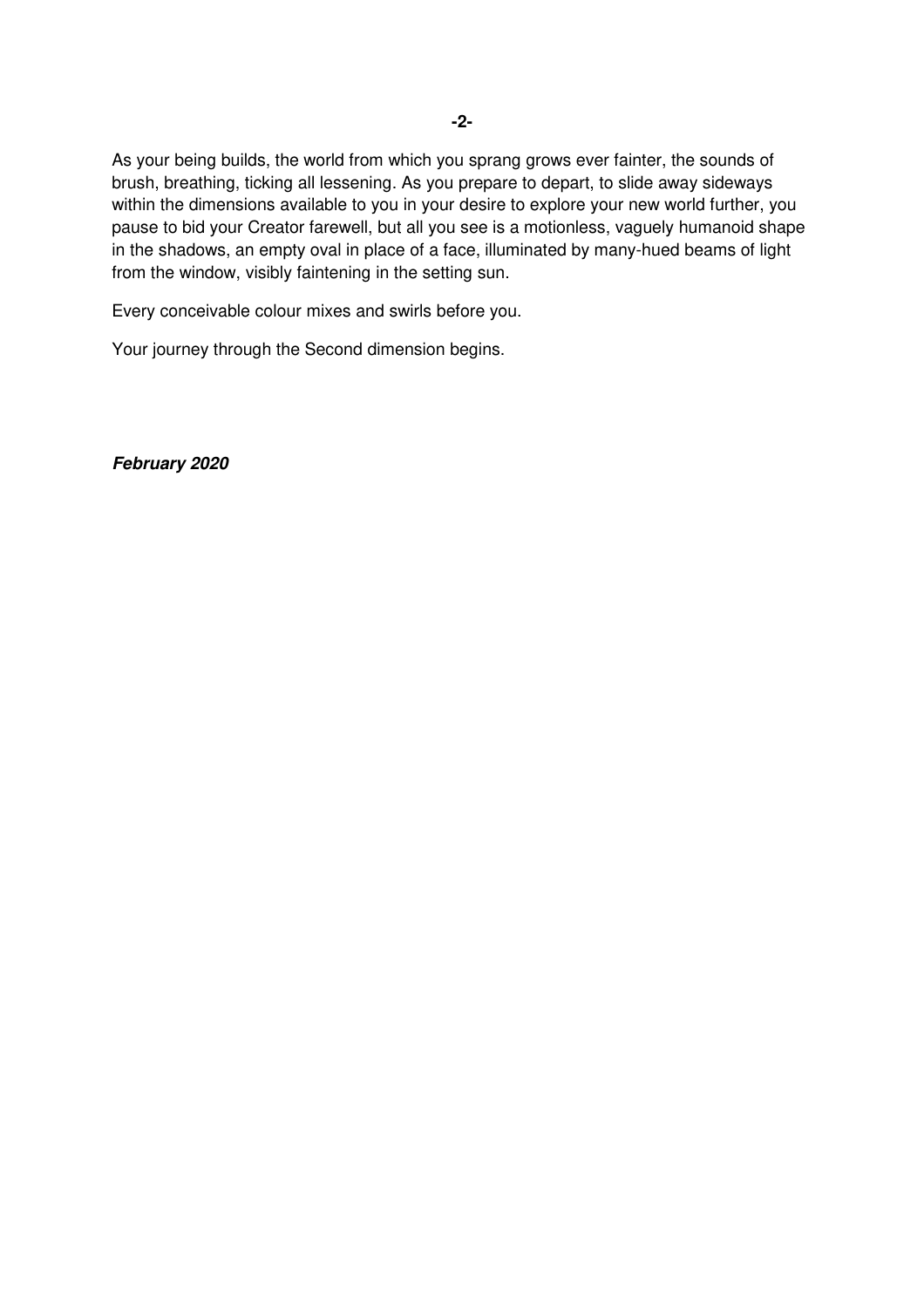As your being builds, the world from which you sprang grows ever fainter, the sounds of brush, breathing, ticking all lessening. As you prepare to depart, to slide away sideways within the dimensions available to you in your desire to explore your new world further, you pause to bid your Creator farewell, but all you see is a motionless, vaguely humanoid shape in the shadows, an empty oval in place of a face, illuminated by many-hued beams of light from the window, visibly faintening in the setting sun.

Every conceivable colour mixes and swirls before you.

Your journey through the Second dimension begins.

***February 2020***